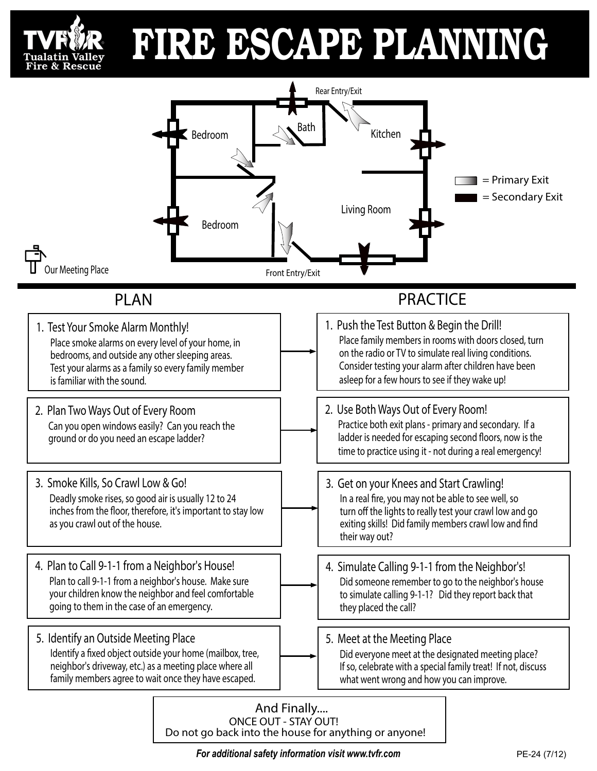# FIRE ESCAPE PLANNING

TVF&R Tualatin Valley Fire & Rescue

Rear Entry/Exit

Bedroom

Bath

Kitchen

Living Room

Bedroom

Front Entry/Exit

Our Meeting Place

= Primary Exit

= Secondary Exit

## PLAN

**1. Test Your Smoke Alarm Monthly!**

Place smoke alarms on every level of your home, in bedrooms, and outside any other sleeping areas. Test your alarms as a family so every family member is familiar with the sound.

**2. Plan Two Ways Out of Every Room**

Can you open windows easily? Can you reach the ground or do you need an escape ladder?

**3. Smoke Kills, So Crawl Low & Go!**

Deadly smoke rises, so good air is usually 12 to 24 inches from the floor, therefore, it's important to stay low as you crawl out of the house.

**4. Plan to Call 9-1-1 from a Neighbor's House!**

Plan to call 9-1-1 from a neighbor's house. Make sure your children know the neighbor and feel comfortable going to them in the case of an emergency.

**5. Identify an Outside Meeting Place**

Identify a fixed object outside your home (mailbox, tree, neighbor's driveway, etc.) as a meeting place where all family members agree to wait once they have escaped.

## PRACTICE

**1. Push the Test Button & Begin the Drill!**

Place family members in rooms with doors closed, turn on the radio or TV to simulate real living conditions. Consider testing your alarm after children have been asleep for a few hours to see if they wake up!

**2. Use Both Ways Out of Every Room!**

Practice both exit plans - primary and secondary. If a ladder is needed for escaping second floors, now is the time to practice using it - not during a real emergency!

**3. Get on your Knees and Start Crawling!**

In a real fire, you may not be able to see well, so turn off the lights to really test your crawl low and go exiting skills! Did family members crawl low and find their way out?

**4. Simulate Calling 9-1-1 from the Neighbor's!**

Did someone remember to go to the neighbor's house to simulate calling 9-1-1? Did they report back that they placed the call?

**5. Meet at the Meeting Place**

Did everyone meet at the designated meeting place? If so, celebrate with a special family treat! If not, discuss what went wrong and how you can improve.

---

And Finally....

ONCE OUT - STAY OUT!

Do not go back into the house for anything or anyone!

***For additional safety information visit www.tvfr.com***

PE-24 (7/12)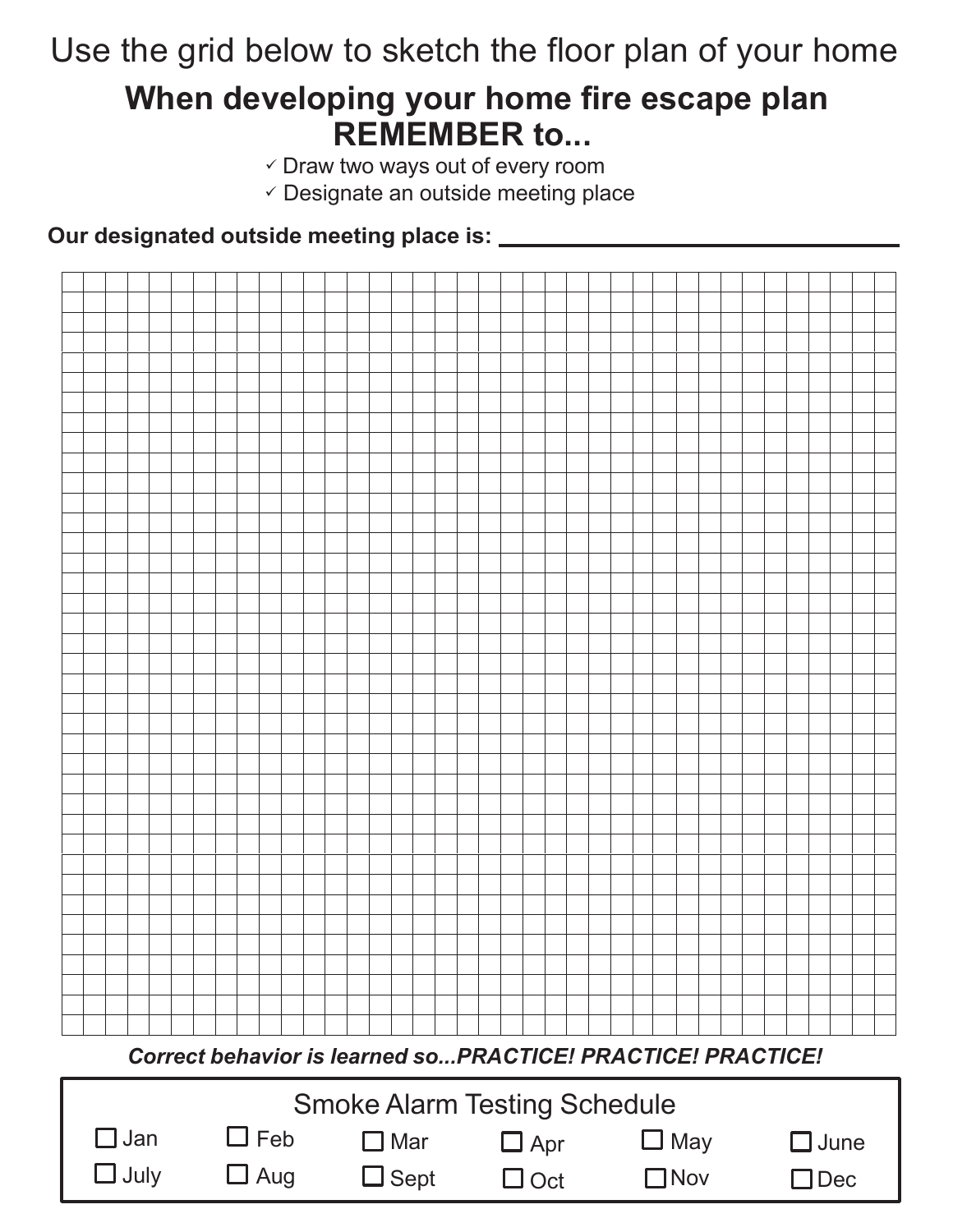Use the grid below to sketch the floor plan of your home

## When developing your home fire escape plan REMEMBER to...

- ✓ Draw two ways out of every room
- ✓ Designate an outside meeting place

**Our designated outside meeting place is:** ________________________________

*Correct behavior is learned so...PRACTICE! PRACTICE! PRACTICE!*

### Smoke Alarm Testing Schedule

| | | | | | |
|---|---|---|---|---|---|
| ☐ Jan | ☐ Feb | ☐ Mar | ☐ Apr | ☐ May | ☐ June |
| ☐ July | ☐ Aug | ☐ Sept | ☐ Oct | ☐ Nov | ☐ Dec |